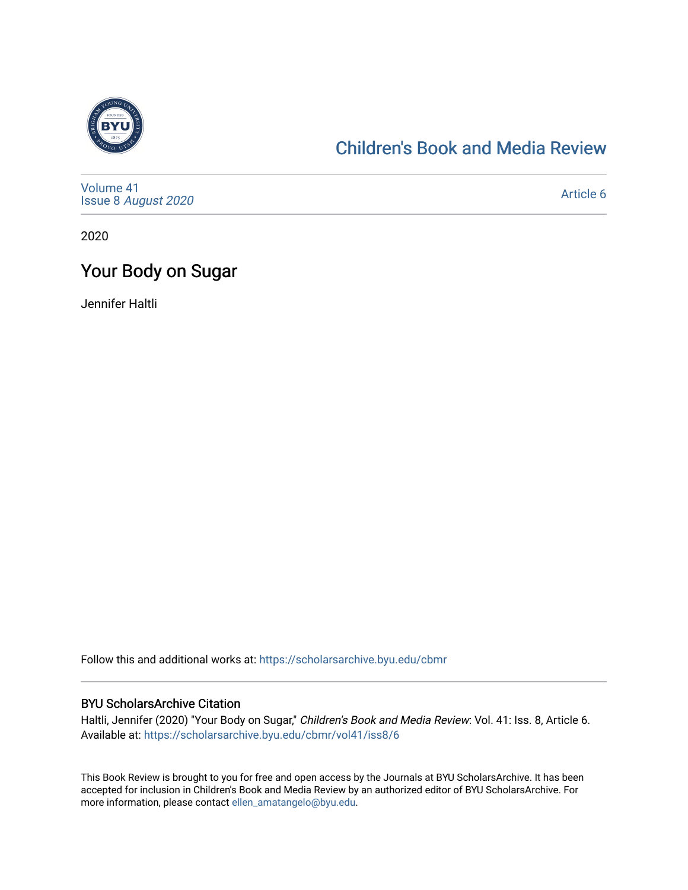# Children's Book and Media Review

Volume 41
Issue 8 *August 2020*

Article 6

2020

## Your Body on Sugar

Jennifer Haltli

Follow this and additional works at: https://scholarsarchive.byu.edu/cbmr

### BYU ScholarsArchive Citation

Haltli, Jennifer (2020) "Your Body on Sugar," *Children's Book and Media Review*: Vol. 41: Iss. 8, Article 6.
Available at: https://scholarsarchive.byu.edu/cbmr/vol41/iss8/6

This Book Review is brought to you for free and open access by the Journals at BYU ScholarsArchive. It has been accepted for inclusion in Children's Book and Media Review by an authorized editor of BYU ScholarsArchive. For more information, please contact ellen_amatangelo@byu.edu.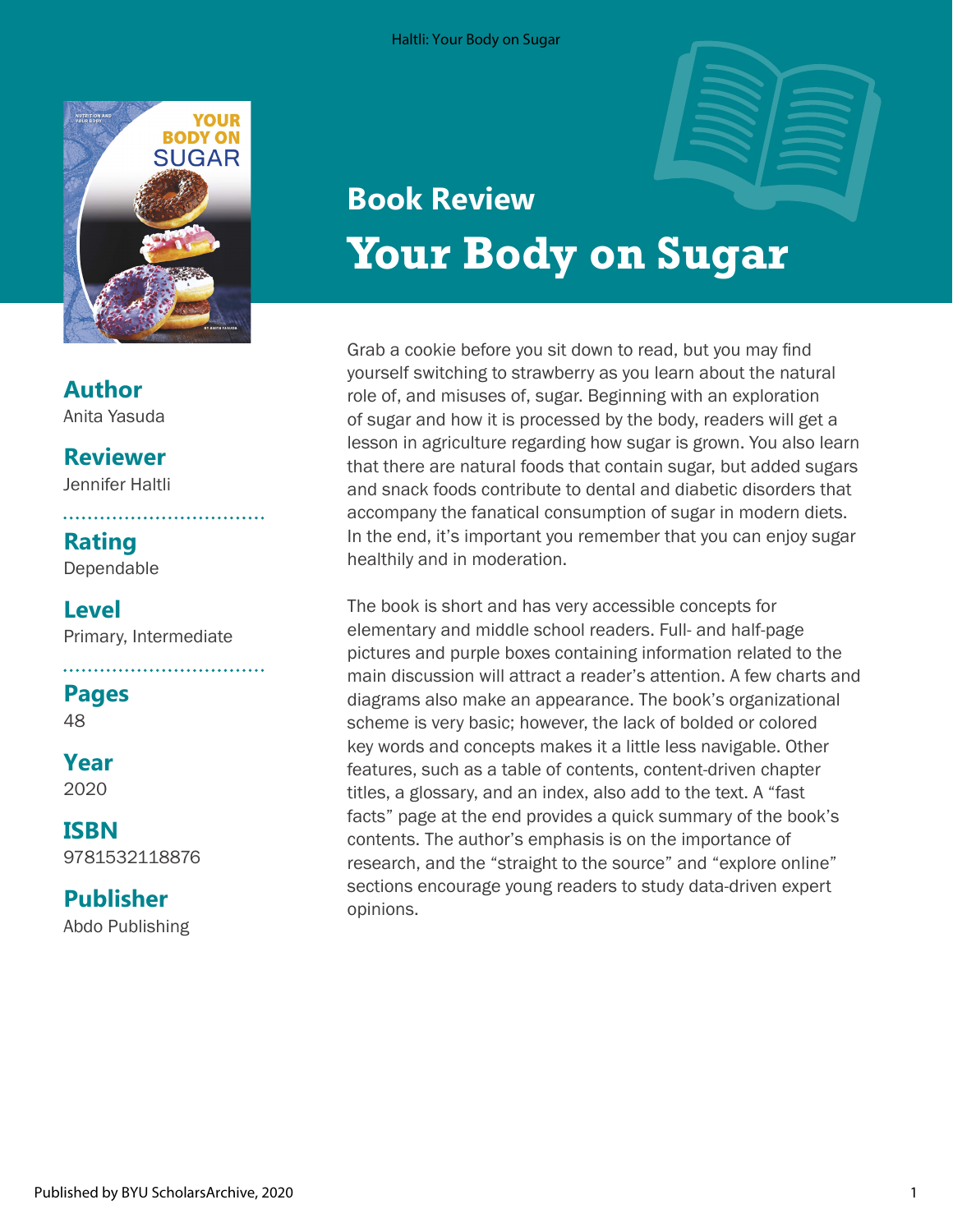## Book Review

# Your Body on Sugar

**Author**
Anita Yasuda

**Reviewer**
Jennifer Haltli

**Rating**
Dependable

**Level**
Primary, Intermediate

**Pages**
48

**Year**
2020

**ISBN**
9781532118876

**Publisher**
Abdo Publishing

Grab a cookie before you sit down to read, but you may find yourself switching to strawberry as you learn about the natural role of, and misuses of, sugar. Beginning with an exploration of sugar and how it is processed by the body, readers will get a lesson in agriculture regarding how sugar is grown. You also learn that there are natural foods that contain sugar, but added sugars and snack foods contribute to dental and diabetic disorders that accompany the fanatical consumption of sugar in modern diets. In the end, it's important you remember that you can enjoy sugar healthily and in moderation.

The book is short and has very accessible concepts for elementary and middle school readers. Full- and half-page pictures and purple boxes containing information related to the main discussion will attract a reader's attention. A few charts and diagrams also make an appearance. The book's organizational scheme is very basic; however, the lack of bolded or colored key words and concepts makes it a little less navigable. Other features, such as a table of contents, content-driven chapter titles, a glossary, and an index, also add to the text. A "fast facts" page at the end provides a quick summary of the book's contents. The author's emphasis is on the importance of research, and the "straight to the source" and "explore online" sections encourage young readers to study data-driven expert opinions.